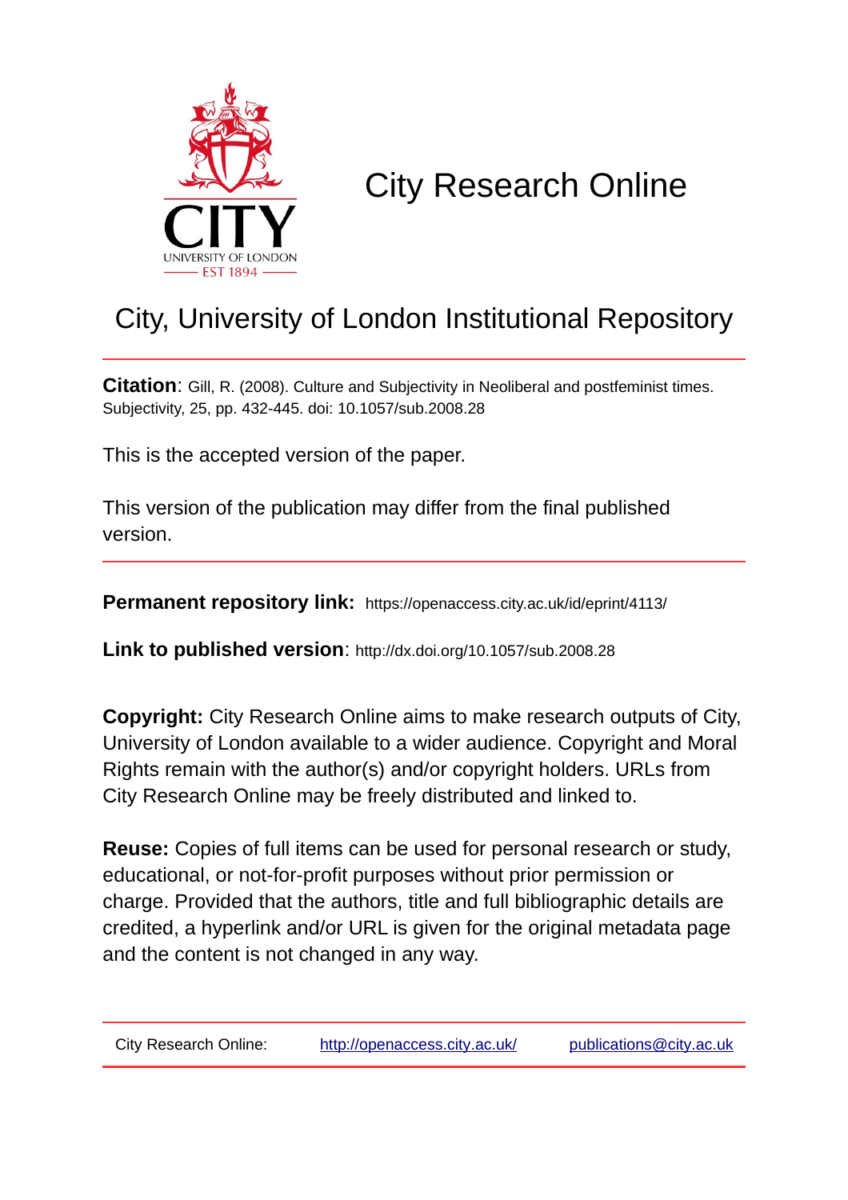CITY
UNIVERSITY OF LONDON
EST 1894

# City Research Online

## City, University of London Institutional Repository

**Citation**: Gill, R. (2008). Culture and Subjectivity in Neoliberal and postfeminist times. Subjectivity, 25, pp. 432-445. doi: 10.1057/sub.2008.28

This is the accepted version of the paper.

This version of the publication may differ from the final published version.

**Permanent repository link:** https://openaccess.city.ac.uk/id/eprint/4113/

**Link to published version**: http://dx.doi.org/10.1057/sub.2008.28

**Copyright:** City Research Online aims to make research outputs of City, University of London available to a wider audience. Copyright and Moral Rights remain with the author(s) and/or copyright holders. URLs from City Research Online may be freely distributed and linked to.

**Reuse:** Copies of full items can be used for personal research or study, educational, or not-for-profit purposes without prior permission or charge. Provided that the authors, title and full bibliographic details are credited, a hyperlink and/or URL is given for the original metadata page and the content is not changed in any way.

City Research Online: http://openaccess.city.ac.uk/ publications@city.ac.uk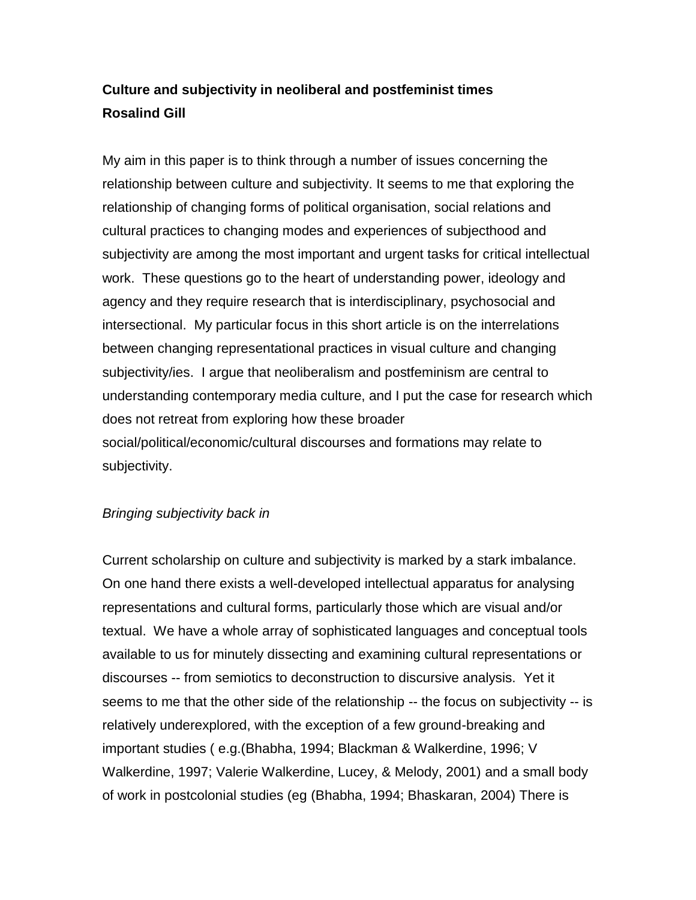**Culture and subjectivity in neoliberal and postfeminist times**
**Rosalind Gill**

My aim in this paper is to think through a number of issues concerning the relationship between culture and subjectivity. It seems to me that exploring the relationship of changing forms of political organisation, social relations and cultural practices to changing modes and experiences of subjecthood and subjectivity are among the most important and urgent tasks for critical intellectual work. These questions go to the heart of understanding power, ideology and agency and they require research that is interdisciplinary, psychosocial and intersectional. My particular focus in this short article is on the interrelations between changing representational practices in visual culture and changing subjectivity/ies. I argue that neoliberalism and postfeminism are central to understanding contemporary media culture, and I put the case for research which does not retreat from exploring how these broader social/political/economic/cultural discourses and formations may relate to subjectivity.

*Bringing subjectivity back in*

Current scholarship on culture and subjectivity is marked by a stark imbalance. On one hand there exists a well-developed intellectual apparatus for analysing representations and cultural forms, particularly those which are visual and/or textual. We have a whole array of sophisticated languages and conceptual tools available to us for minutely dissecting and examining cultural representations or discourses -- from semiotics to deconstruction to discursive analysis. Yet it seems to me that the other side of the relationship -- the focus on subjectivity -- is relatively underexplored, with the exception of a few ground-breaking and important studies ( e.g.(Bhabha, 1994; Blackman & Walkerdine, 1996; V Walkerdine, 1997; Valerie Walkerdine, Lucey, & Melody, 2001) and a small body of work in postcolonial studies (eg (Bhabha, 1994; Bhaskaran, 2004) There is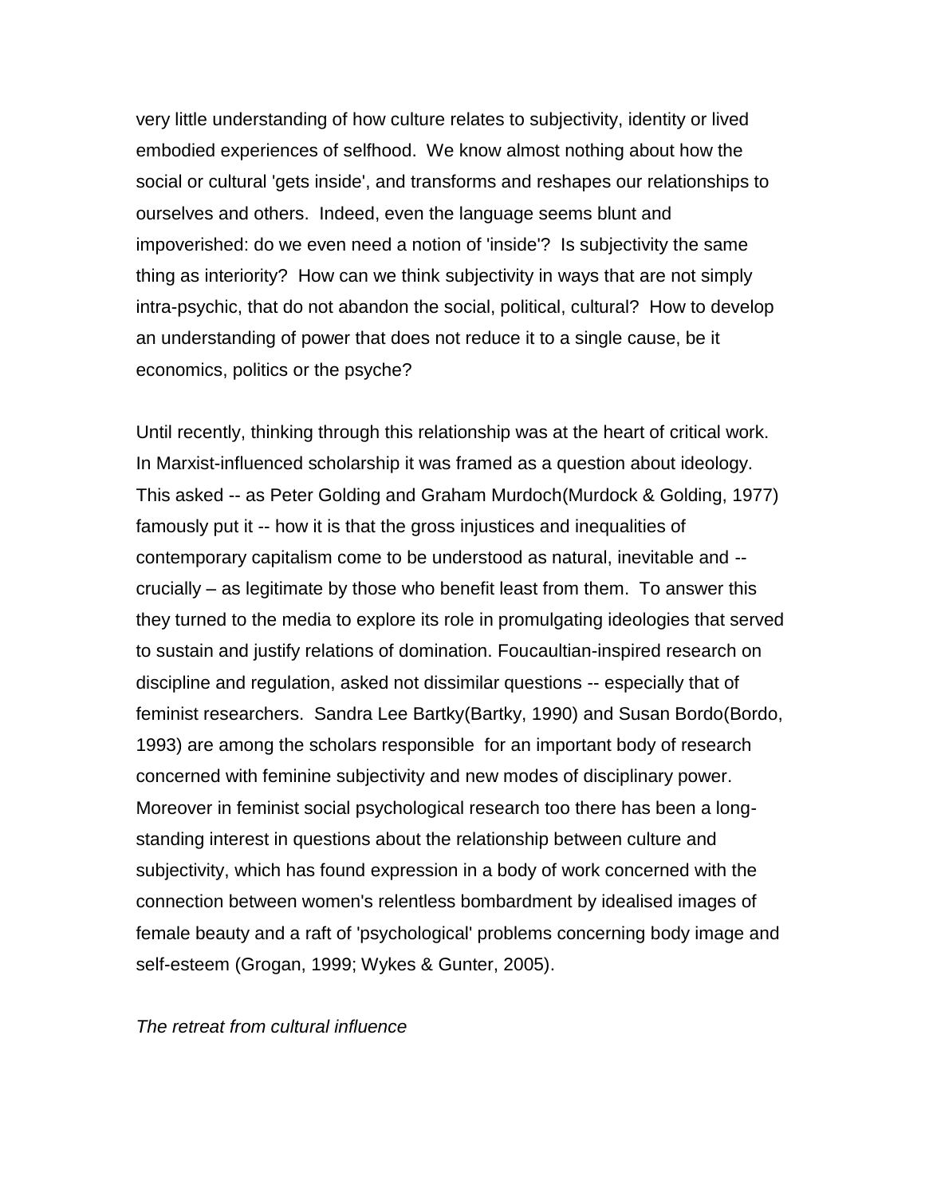very little understanding of how culture relates to subjectivity, identity or lived embodied experiences of selfhood. We know almost nothing about how the social or cultural 'gets inside', and transforms and reshapes our relationships to ourselves and others. Indeed, even the language seems blunt and impoverished: do we even need a notion of 'inside'? Is subjectivity the same thing as interiority? How can we think subjectivity in ways that are not simply intra-psychic, that do not abandon the social, political, cultural? How to develop an understanding of power that does not reduce it to a single cause, be it economics, politics or the psyche?

Until recently, thinking through this relationship was at the heart of critical work. In Marxist-influenced scholarship it was framed as a question about ideology. This asked -- as Peter Golding and Graham Murdoch(Murdock & Golding, 1977) famously put it -- how it is that the gross injustices and inequalities of contemporary capitalism come to be understood as natural, inevitable and -- crucially – as legitimate by those who benefit least from them. To answer this they turned to the media to explore its role in promulgating ideologies that served to sustain and justify relations of domination. Foucaultian-inspired research on discipline and regulation, asked not dissimilar questions -- especially that of feminist researchers. Sandra Lee Bartky(Bartky, 1990) and Susan Bordo(Bordo, 1993) are among the scholars responsible for an important body of research concerned with feminine subjectivity and new modes of disciplinary power. Moreover in feminist social psychological research too there has been a long-standing interest in questions about the relationship between culture and subjectivity, which has found expression in a body of work concerned with the connection between women's relentless bombardment by idealised images of female beauty and a raft of 'psychological' problems concerning body image and self-esteem (Grogan, 1999; Wykes & Gunter, 2005).

*The retreat from cultural influence*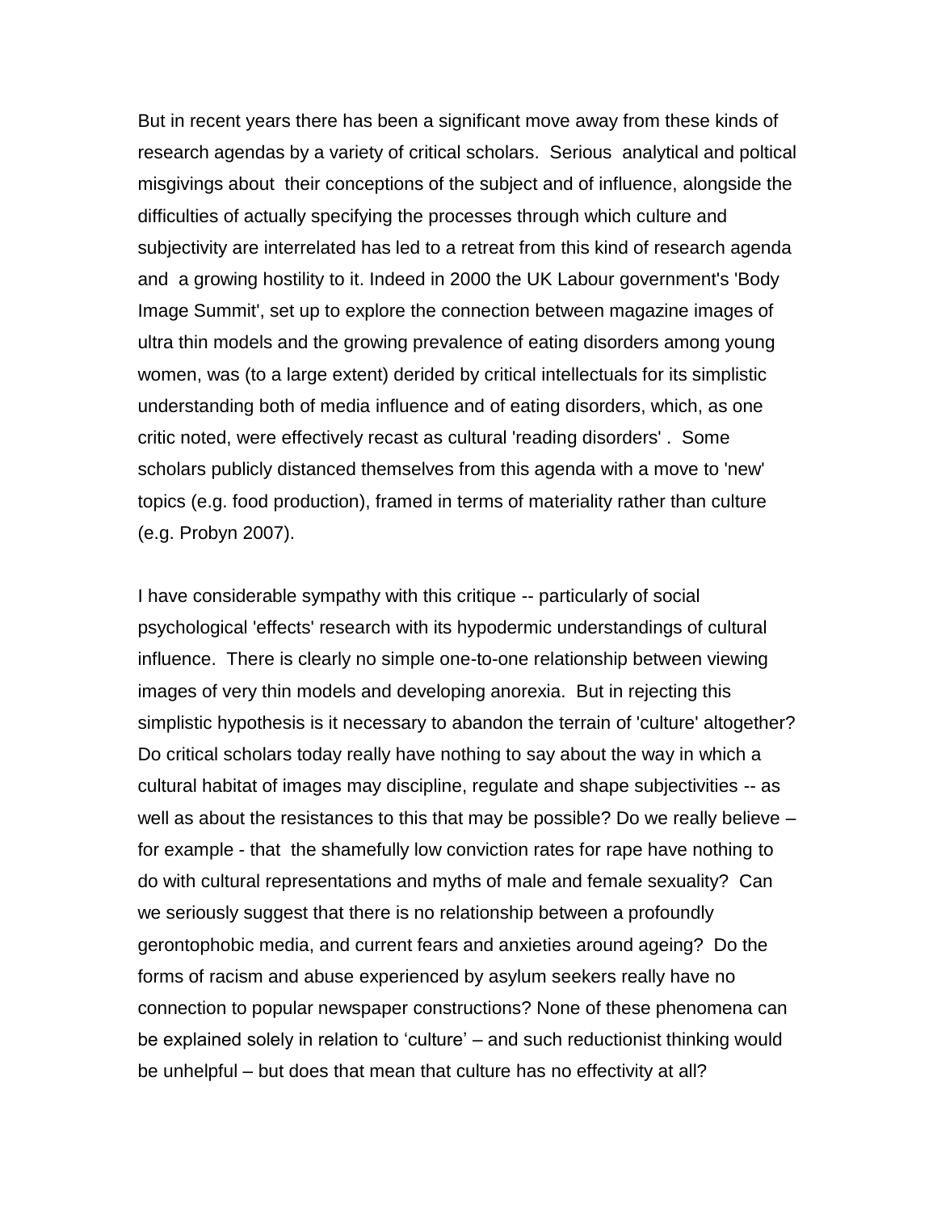But in recent years there has been a significant move away from these kinds of research agendas by a variety of critical scholars. Serious analytical and poltical misgivings about their conceptions of the subject and of influence, alongside the difficulties of actually specifying the processes through which culture and subjectivity are interrelated has led to a retreat from this kind of research agenda and a growing hostility to it. Indeed in 2000 the UK Labour government's 'Body Image Summit', set up to explore the connection between magazine images of ultra thin models and the growing prevalence of eating disorders among young women, was (to a large extent) derided by critical intellectuals for its simplistic understanding both of media influence and of eating disorders, which, as one critic noted, were effectively recast as cultural 'reading disorders' . Some scholars publicly distanced themselves from this agenda with a move to 'new' topics (e.g. food production), framed in terms of materiality rather than culture (e.g. Probyn 2007).

I have considerable sympathy with this critique -- particularly of social psychological 'effects' research with its hypodermic understandings of cultural influence. There is clearly no simple one-to-one relationship between viewing images of very thin models and developing anorexia. But in rejecting this simplistic hypothesis is it necessary to abandon the terrain of 'culture' altogether? Do critical scholars today really have nothing to say about the way in which a cultural habitat of images may discipline, regulate and shape subjectivities -- as well as about the resistances to this that may be possible? Do we really believe – for example - that the shamefully low conviction rates for rape have nothing to do with cultural representations and myths of male and female sexuality? Can we seriously suggest that there is no relationship between a profoundly gerontophobic media, and current fears and anxieties around ageing? Do the forms of racism and abuse experienced by asylum seekers really have no connection to popular newspaper constructions? None of these phenomena can be explained solely in relation to 'culture' – and such reductionist thinking would be unhelpful – but does that mean that culture has no effectivity at all?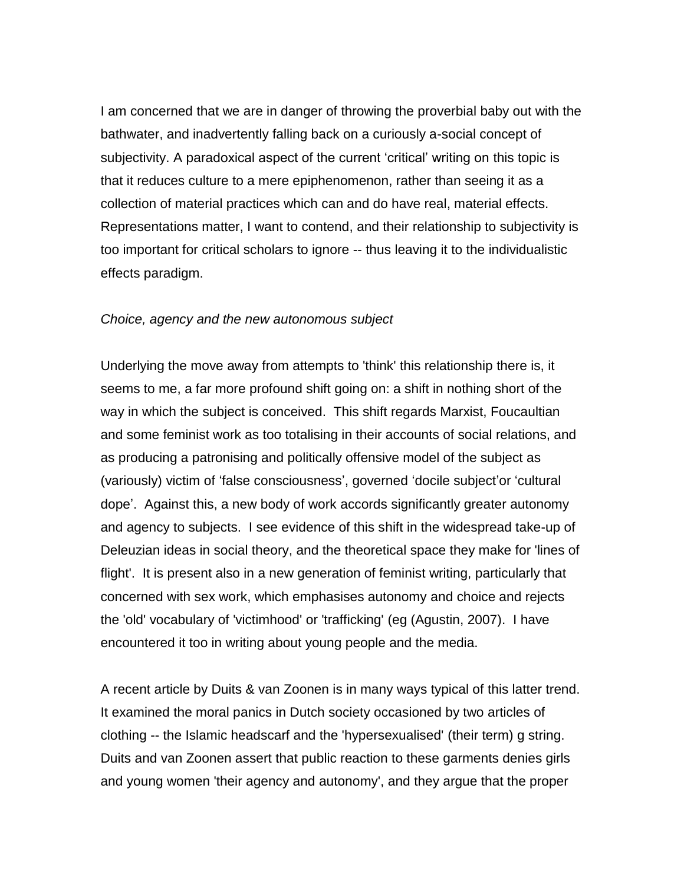I am concerned that we are in danger of throwing the proverbial baby out with the bathwater, and inadvertently falling back on a curiously a-social concept of subjectivity. A paradoxical aspect of the current 'critical' writing on this topic is that it reduces culture to a mere epiphenomenon, rather than seeing it as a collection of material practices which can and do have real, material effects. Representations matter, I want to contend, and their relationship to subjectivity is too important for critical scholars to ignore -- thus leaving it to the individualistic effects paradigm.

*Choice, agency and the new autonomous subject*

Underlying the move away from attempts to 'think' this relationship there is, it seems to me, a far more profound shift going on: a shift in nothing short of the way in which the subject is conceived. This shift regards Marxist, Foucaultian and some feminist work as too totalising in their accounts of social relations, and as producing a patronising and politically offensive model of the subject as (variously) victim of 'false consciousness', governed 'docile subject'or 'cultural dope'. Against this, a new body of work accords significantly greater autonomy and agency to subjects. I see evidence of this shift in the widespread take-up of Deleuzian ideas in social theory, and the theoretical space they make for 'lines of flight'. It is present also in a new generation of feminist writing, particularly that concerned with sex work, which emphasises autonomy and choice and rejects the 'old' vocabulary of 'victimhood' or 'trafficking' (eg (Agustin, 2007). I have encountered it too in writing about young people and the media.

A recent article by Duits & van Zoonen is in many ways typical of this latter trend. It examined the moral panics in Dutch society occasioned by two articles of clothing -- the Islamic headscarf and the 'hypersexualised' (their term) g string. Duits and van Zoonen assert that public reaction to these garments denies girls and young women 'their agency and autonomy', and they argue that the proper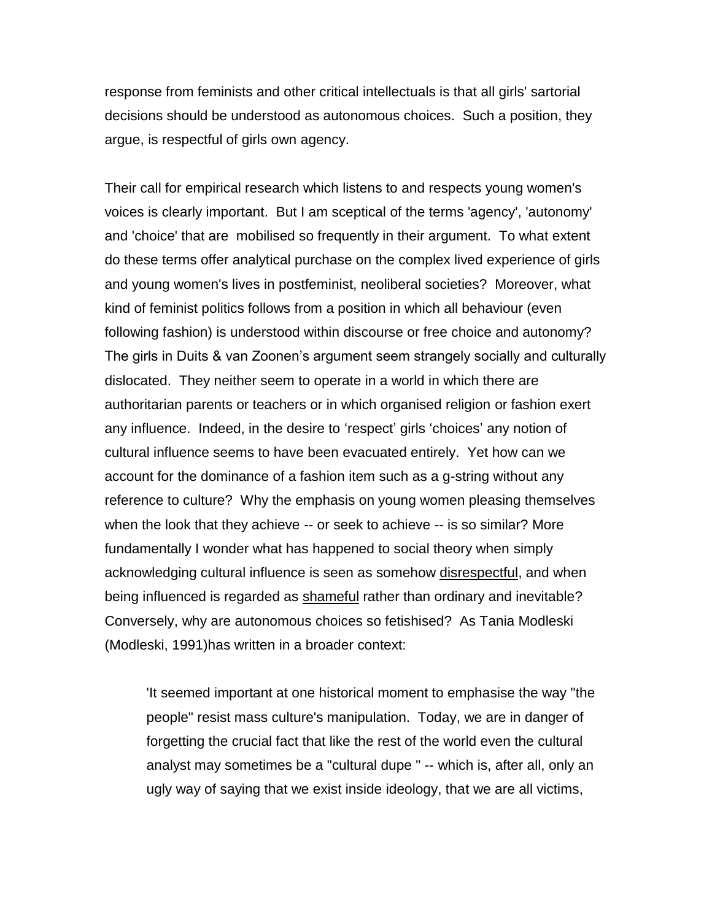response from feminists and other critical intellectuals is that all girls' sartorial decisions should be understood as autonomous choices. Such a position, they argue, is respectful of girls own agency.

Their call for empirical research which listens to and respects young women's voices is clearly important. But I am sceptical of the terms 'agency', 'autonomy' and 'choice' that are mobilised so frequently in their argument. To what extent do these terms offer analytical purchase on the complex lived experience of girls and young women's lives in postfeminist, neoliberal societies? Moreover, what kind of feminist politics follows from a position in which all behaviour (even following fashion) is understood within discourse or free choice and autonomy? The girls in Duits & van Zoonen's argument seem strangely socially and culturally dislocated. They neither seem to operate in a world in which there are authoritarian parents or teachers or in which organised religion or fashion exert any influence. Indeed, in the desire to 'respect' girls 'choices' any notion of cultural influence seems to have been evacuated entirely. Yet how can we account for the dominance of a fashion item such as a g-string without any reference to culture? Why the emphasis on young women pleasing themselves when the look that they achieve -- or seek to achieve -- is so similar? More fundamentally I wonder what has happened to social theory when simply acknowledging cultural influence is seen as somehow <u>disrespectful</u>, and when being influenced is regarded as <u>shameful</u> rather than ordinary and inevitable? Conversely, why are autonomous choices so fetishised? As Tania Modleski (Modleski, 1991)has written in a broader context:

> 'It seemed important at one historical moment to emphasise the way "the people" resist mass culture's manipulation. Today, we are in danger of forgetting the crucial fact that like the rest of the world even the cultural analyst may sometimes be a "cultural dupe " -- which is, after all, only an ugly way of saying that we exist inside ideology, that we are all victims,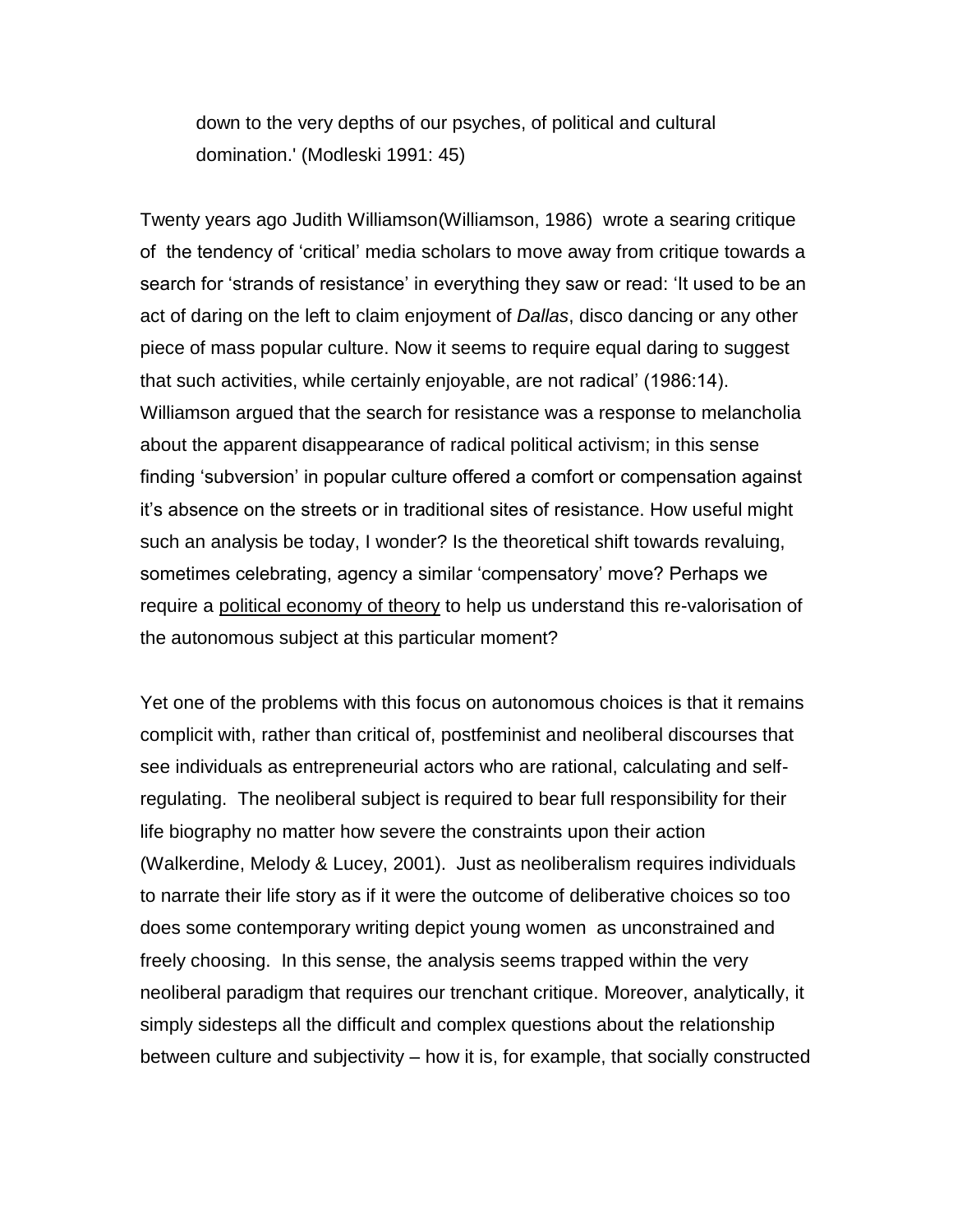> down to the very depths of our psyches, of political and cultural domination.' (Modleski 1991: 45)

Twenty years ago Judith Williamson(Williamson, 1986) wrote a searing critique of the tendency of 'critical' media scholars to move away from critique towards a search for 'strands of resistance' in everything they saw or read: 'It used to be an act of daring on the left to claim enjoyment of *Dallas*, disco dancing or any other piece of mass popular culture. Now it seems to require equal daring to suggest that such activities, while certainly enjoyable, are not radical' (1986:14). Williamson argued that the search for resistance was a response to melancholia about the apparent disappearance of radical political activism; in this sense finding 'subversion' in popular culture offered a comfort or compensation against it's absence on the streets or in traditional sites of resistance. How useful might such an analysis be today, I wonder? Is the theoretical shift towards revaluing, sometimes celebrating, agency a similar 'compensatory' move? Perhaps we require a <u>political economy of theory</u> to help us understand this re-valorisation of the autonomous subject at this particular moment?

Yet one of the problems with this focus on autonomous choices is that it remains complicit with, rather than critical of, postfeminist and neoliberal discourses that see individuals as entrepreneurial actors who are rational, calculating and self-regulating. The neoliberal subject is required to bear full responsibility for their life biography no matter how severe the constraints upon their action (Walkerdine, Melody & Lucey, 2001). Just as neoliberalism requires individuals to narrate their life story as if it were the outcome of deliberative choices so too does some contemporary writing depict young women as unconstrained and freely choosing. In this sense, the analysis seems trapped within the very neoliberal paradigm that requires our trenchant critique. Moreover, analytically, it simply sidesteps all the difficult and complex questions about the relationship between culture and subjectivity – how it is, for example, that socially constructed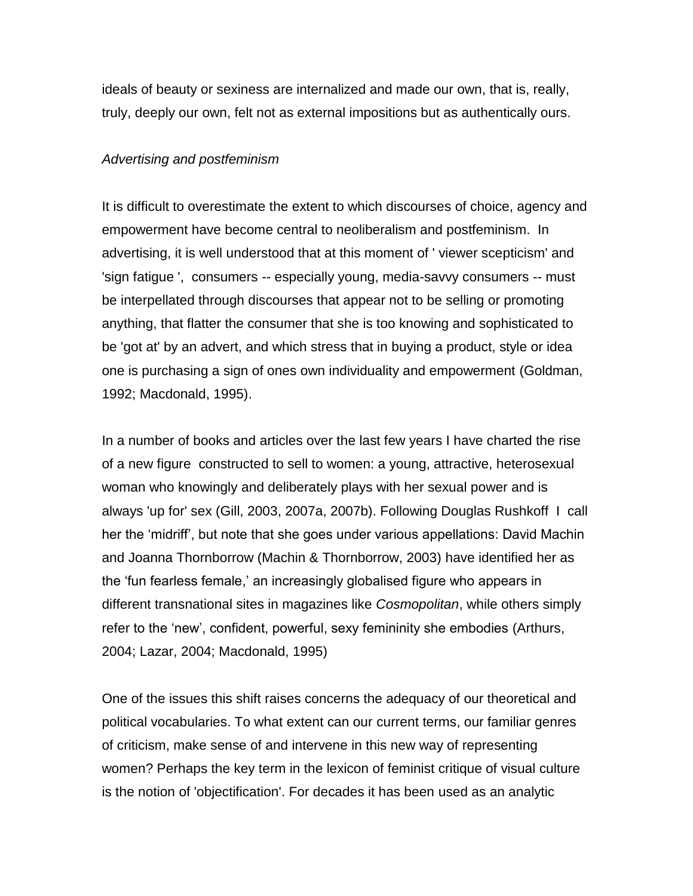ideals of beauty or sexiness are internalized and made our own, that is, really, truly, deeply our own, felt not as external impositions but as authentically ours.

*Advertising and postfeminism*

It is difficult to overestimate the extent to which discourses of choice, agency and empowerment have become central to neoliberalism and postfeminism. In advertising, it is well understood that at this moment of ' viewer scepticism' and 'sign fatigue ', consumers -- especially young, media-savvy consumers -- must be interpellated through discourses that appear not to be selling or promoting anything, that flatter the consumer that she is too knowing and sophisticated to be 'got at' by an advert, and which stress that in buying a product, style or idea one is purchasing a sign of ones own individuality and empowerment (Goldman, 1992; Macdonald, 1995).

In a number of books and articles over the last few years I have charted the rise of a new figure constructed to sell to women: a young, attractive, heterosexual woman who knowingly and deliberately plays with her sexual power and is always 'up for' sex (Gill, 2003, 2007a, 2007b). Following Douglas Rushkoff I call her the 'midriff', but note that she goes under various appellations: David Machin and Joanna Thornborrow (Machin & Thornborrow, 2003) have identified her as the 'fun fearless female,' an increasingly globalised figure who appears in different transnational sites in magazines like *Cosmopolitan*, while others simply refer to the 'new', confident, powerful, sexy femininity she embodies (Arthurs, 2004; Lazar, 2004; Macdonald, 1995)

One of the issues this shift raises concerns the adequacy of our theoretical and political vocabularies. To what extent can our current terms, our familiar genres of criticism, make sense of and intervene in this new way of representing women? Perhaps the key term in the lexicon of feminist critique of visual culture is the notion of 'objectification'. For decades it has been used as an analytic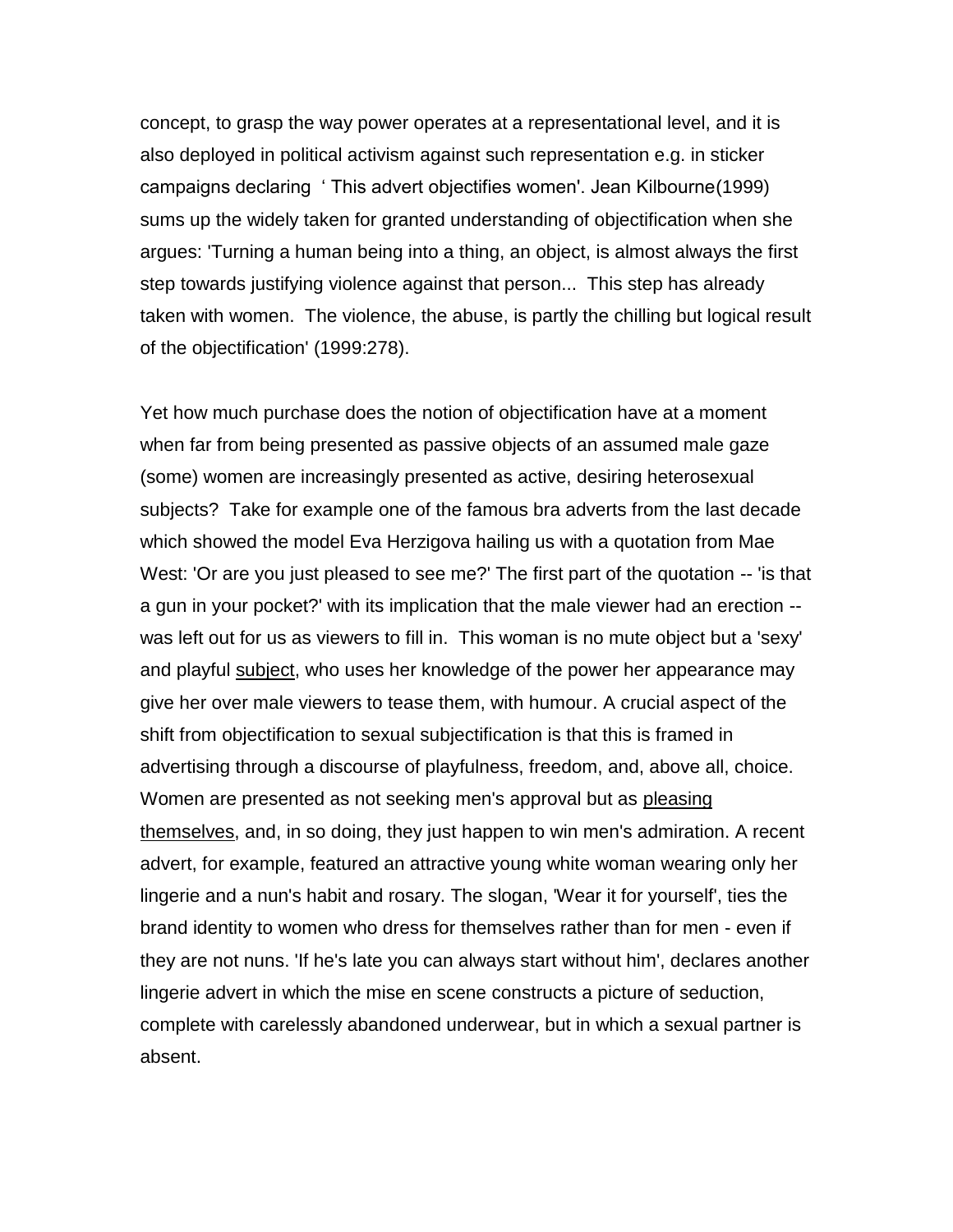concept, to grasp the way power operates at a representational level, and it is also deployed in political activism against such representation e.g. in sticker campaigns declaring ' This advert objectifies women'. Jean Kilbourne(1999) sums up the widely taken for granted understanding of objectification when she argues: 'Turning a human being into a thing, an object, is almost always the first step towards justifying violence against that person... This step has already taken with women. The violence, the abuse, is partly the chilling but logical result of the objectification' (1999:278).

Yet how much purchase does the notion of objectification have at a moment when far from being presented as passive objects of an assumed male gaze (some) women are increasingly presented as active, desiring heterosexual subjects? Take for example one of the famous bra adverts from the last decade which showed the model Eva Herzigova hailing us with a quotation from Mae West: 'Or are you just pleased to see me?' The first part of the quotation -- 'is that a gun in your pocket?' with its implication that the male viewer had an erection -- was left out for us as viewers to fill in. This woman is no mute object but a 'sexy' and playful <u>subject</u>, who uses her knowledge of the power her appearance may give her over male viewers to tease them, with humour. A crucial aspect of the shift from objectification to sexual subjectification is that this is framed in advertising through a discourse of playfulness, freedom, and, above all, choice. Women are presented as not seeking men's approval but as <u>pleasing themselves</u>, and, in so doing, they just happen to win men's admiration. A recent advert, for example, featured an attractive young white woman wearing only her lingerie and a nun's habit and rosary. The slogan, 'Wear it for yourself', ties the brand identity to women who dress for themselves rather than for men - even if they are not nuns. 'If he's late you can always start without him', declares another lingerie advert in which the mise en scene constructs a picture of seduction, complete with carelessly abandoned underwear, but in which a sexual partner is absent.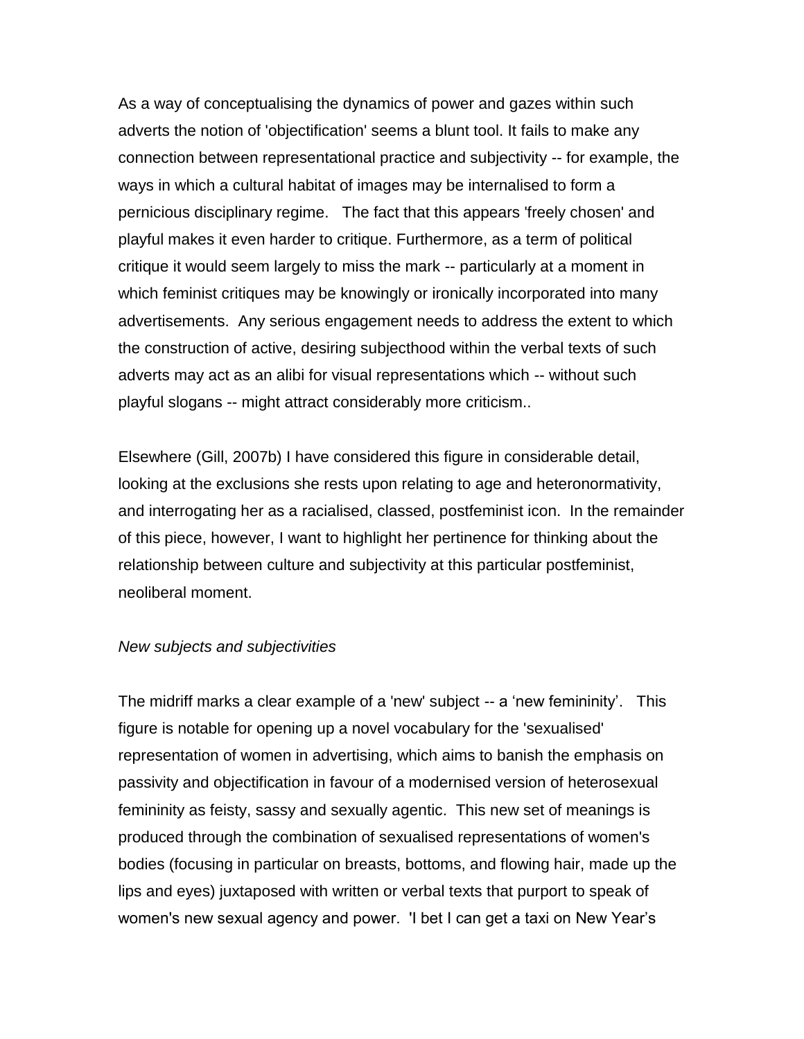As a way of conceptualising the dynamics of power and gazes within such adverts the notion of 'objectification' seems a blunt tool. It fails to make any connection between representational practice and subjectivity -- for example, the ways in which a cultural habitat of images may be internalised to form a pernicious disciplinary regime. The fact that this appears 'freely chosen' and playful makes it even harder to critique. Furthermore, as a term of political critique it would seem largely to miss the mark -- particularly at a moment in which feminist critiques may be knowingly or ironically incorporated into many advertisements. Any serious engagement needs to address the extent to which the construction of active, desiring subjecthood within the verbal texts of such adverts may act as an alibi for visual representations which -- without such playful slogans -- might attract considerably more criticism..

Elsewhere (Gill, 2007b) I have considered this figure in considerable detail, looking at the exclusions she rests upon relating to age and heteronormativity, and interrogating her as a racialised, classed, postfeminist icon. In the remainder of this piece, however, I want to highlight her pertinence for thinking about the relationship between culture and subjectivity at this particular postfeminist, neoliberal moment.

*New subjects and subjectivities*

The midriff marks a clear example of a 'new' subject -- a 'new femininity'. This figure is notable for opening up a novel vocabulary for the 'sexualised' representation of women in advertising, which aims to banish the emphasis on passivity and objectification in favour of a modernised version of heterosexual femininity as feisty, sassy and sexually agentic. This new set of meanings is produced through the combination of sexualised representations of women's bodies (focusing in particular on breasts, bottoms, and flowing hair, made up the lips and eyes) juxtaposed with written or verbal texts that purport to speak of women's new sexual agency and power. 'I bet I can get a taxi on New Year's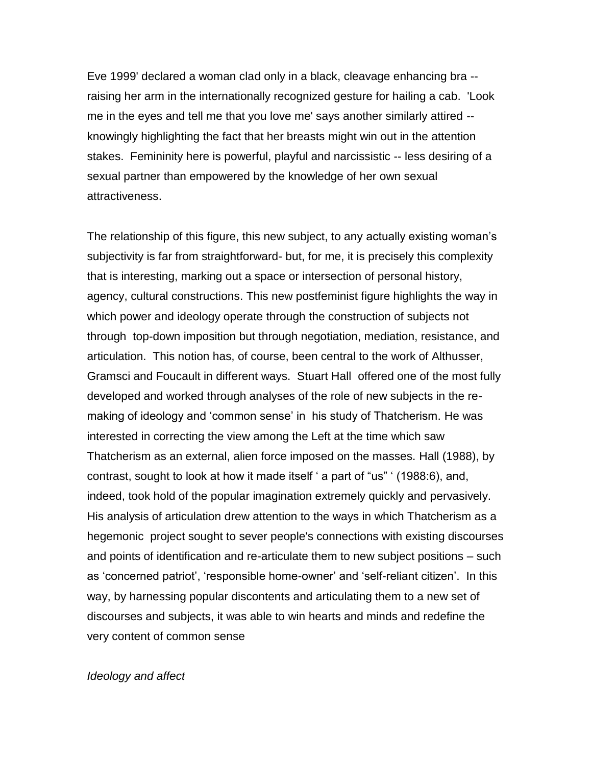Eve 1999' declared a woman clad only in a black, cleavage enhancing bra -- raising her arm in the internationally recognized gesture for hailing a cab. 'Look me in the eyes and tell me that you love me' says another similarly attired -- knowingly highlighting the fact that her breasts might win out in the attention stakes. Femininity here is powerful, playful and narcissistic -- less desiring of a sexual partner than empowered by the knowledge of her own sexual attractiveness.

The relationship of this figure, this new subject, to any actually existing woman's subjectivity is far from straightforward- but, for me, it is precisely this complexity that is interesting, marking out a space or intersection of personal history, agency, cultural constructions. This new postfeminist figure highlights the way in which power and ideology operate through the construction of subjects not through top-down imposition but through negotiation, mediation, resistance, and articulation. This notion has, of course, been central to the work of Althusser, Gramsci and Foucault in different ways. Stuart Hall offered one of the most fully developed and worked through analyses of the role of new subjects in the re-making of ideology and 'common sense' in his study of Thatcherism. He was interested in correcting the view among the Left at the time which saw Thatcherism as an external, alien force imposed on the masses. Hall (1988), by contrast, sought to look at how it made itself ' a part of "us" ' (1988:6), and, indeed, took hold of the popular imagination extremely quickly and pervasively. His analysis of articulation drew attention to the ways in which Thatcherism as a hegemonic project sought to sever people's connections with existing discourses and points of identification and re-articulate them to new subject positions – such as 'concerned patriot', 'responsible home-owner' and 'self-reliant citizen'. In this way, by harnessing popular discontents and articulating them to a new set of discourses and subjects, it was able to win hearts and minds and redefine the very content of common sense

*Ideology and affect*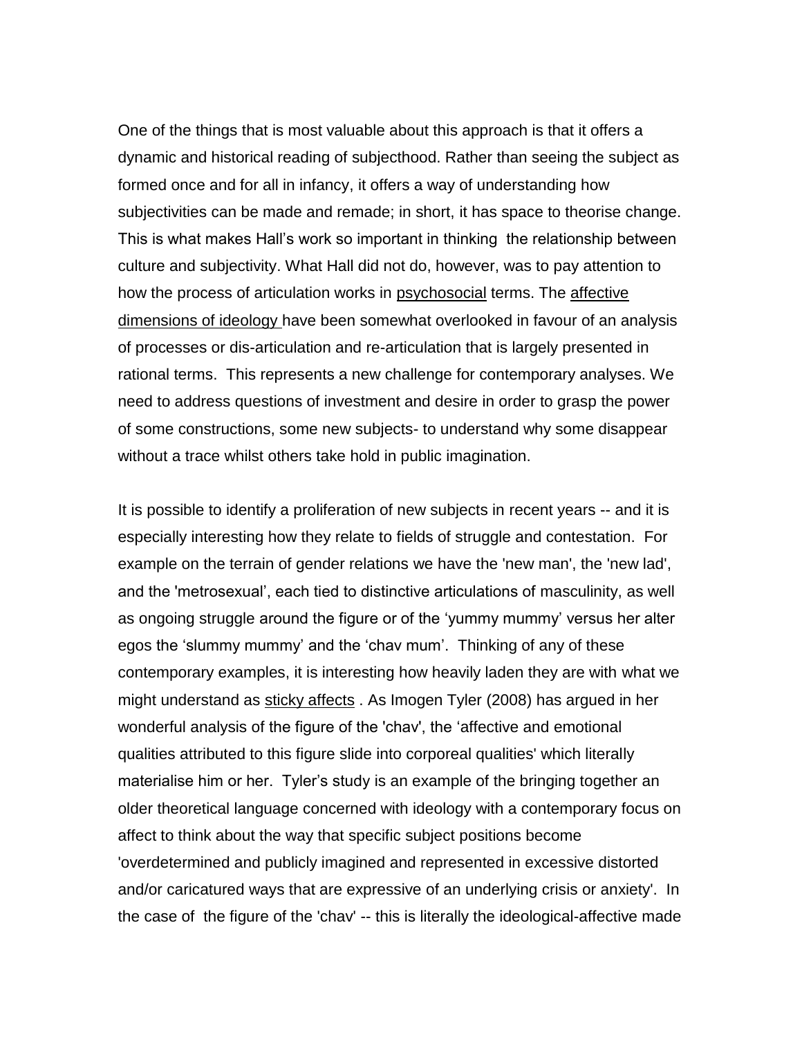One of the things that is most valuable about this approach is that it offers a dynamic and historical reading of subjecthood. Rather than seeing the subject as formed once and for all in infancy, it offers a way of understanding how subjectivities can be made and remade; in short, it has space to theorise change. This is what makes Hall's work so important in thinking the relationship between culture and subjectivity. What Hall did not do, however, was to pay attention to how the process of articulation works in psychosocial terms. The affective dimensions of ideology have been somewhat overlooked in favour of an analysis of processes or dis-articulation and re-articulation that is largely presented in rational terms. This represents a new challenge for contemporary analyses. We need to address questions of investment and desire in order to grasp the power of some constructions, some new subjects- to understand why some disappear without a trace whilst others take hold in public imagination.

It is possible to identify a proliferation of new subjects in recent years -- and it is especially interesting how they relate to fields of struggle and contestation. For example on the terrain of gender relations we have the 'new man', the 'new lad', and the 'metrosexual', each tied to distinctive articulations of masculinity, as well as ongoing struggle around the figure or of the 'yummy mummy' versus her alter egos the 'slummy mummy' and the 'chav mum'. Thinking of any of these contemporary examples, it is interesting how heavily laden they are with what we might understand as sticky affects . As Imogen Tyler (2008) has argued in her wonderful analysis of the figure of the 'chav', the 'affective and emotional qualities attributed to this figure slide into corporeal qualities' which literally materialise him or her. Tyler's study is an example of the bringing together an older theoretical language concerned with ideology with a contemporary focus on affect to think about the way that specific subject positions become 'overdetermined and publicly imagined and represented in excessive distorted and/or caricatured ways that are expressive of an underlying crisis or anxiety'. In the case of the figure of the 'chav' -- this is literally the ideological-affective made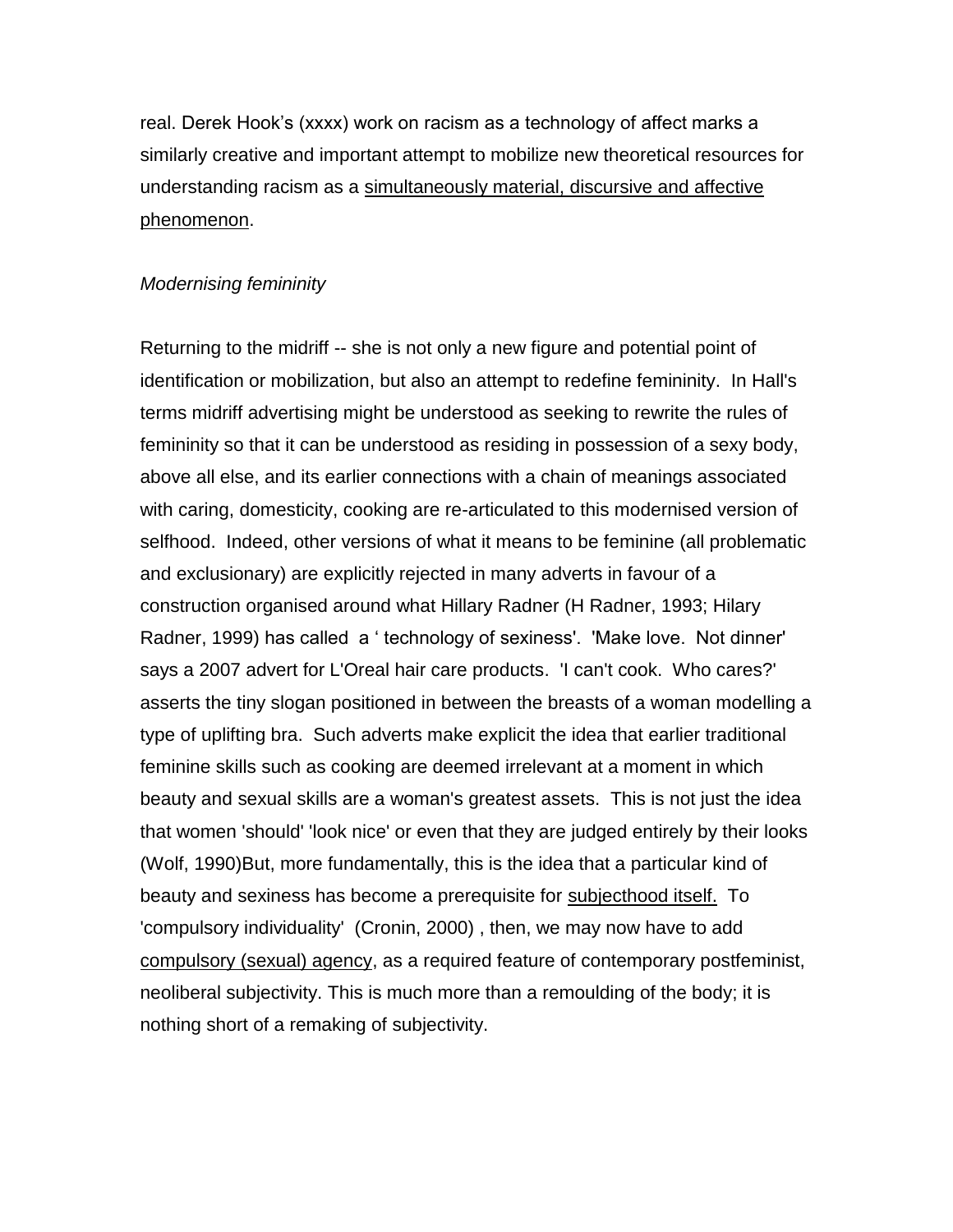real. Derek Hook's (xxxx) work on racism as a technology of affect marks a similarly creative and important attempt to mobilize new theoretical resources for understanding racism as a <u>simultaneously material, discursive and affective phenomenon</u>.

*Modernising femininity*

Returning to the midriff -- she is not only a new figure and potential point of identification or mobilization, but also an attempt to redefine femininity. In Hall's terms midriff advertising might be understood as seeking to rewrite the rules of femininity so that it can be understood as residing in possession of a sexy body, above all else, and its earlier connections with a chain of meanings associated with caring, domesticity, cooking are re-articulated to this modernised version of selfhood. Indeed, other versions of what it means to be feminine (all problematic and exclusionary) are explicitly rejected in many adverts in favour of a construction organised around what Hillary Radner (H Radner, 1993; Hilary Radner, 1999) has called a ' technology of sexiness'. 'Make love. Not dinner' says a 2007 advert for L'Oreal hair care products. 'I can't cook. Who cares?' asserts the tiny slogan positioned in between the breasts of a woman modelling a type of uplifting bra. Such adverts make explicit the idea that earlier traditional feminine skills such as cooking are deemed irrelevant at a moment in which beauty and sexual skills are a woman's greatest assets. This is not just the idea that women 'should' 'look nice' or even that they are judged entirely by their looks (Wolf, 1990)But, more fundamentally, this is the idea that a particular kind of beauty and sexiness has become a prerequisite for <u>subjecthood itself.</u> To 'compulsory individuality' (Cronin, 2000) , then, we may now have to add <u>compulsory (sexual) agency</u>, as a required feature of contemporary postfeminist, neoliberal subjectivity. This is much more than a remoulding of the body; it is nothing short of a remaking of subjectivity.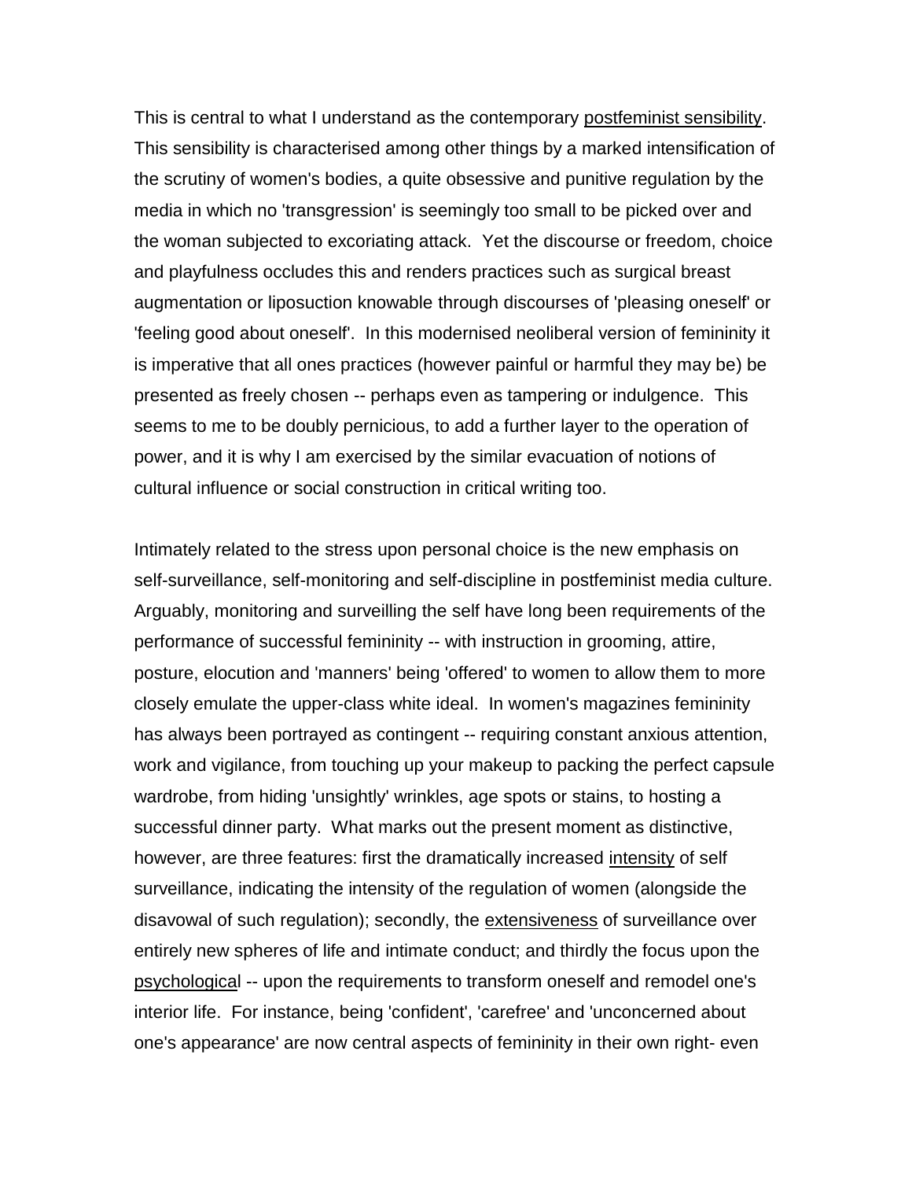This is central to what I understand as the contemporary <u>postfeminist sensibility</u>. This sensibility is characterised among other things by a marked intensification of the scrutiny of women's bodies, a quite obsessive and punitive regulation by the media in which no 'transgression' is seemingly too small to be picked over and the woman subjected to excoriating attack. Yet the discourse or freedom, choice and playfulness occludes this and renders practices such as surgical breast augmentation or liposuction knowable through discourses of 'pleasing oneself' or 'feeling good about oneself'. In this modernised neoliberal version of femininity it is imperative that all ones practices (however painful or harmful they may be) be presented as freely chosen -- perhaps even as tampering or indulgence. This seems to me to be doubly pernicious, to add a further layer to the operation of power, and it is why I am exercised by the similar evacuation of notions of cultural influence or social construction in critical writing too.

Intimately related to the stress upon personal choice is the new emphasis on self-surveillance, self-monitoring and self-discipline in postfeminist media culture. Arguably, monitoring and surveilling the self have long been requirements of the performance of successful femininity -- with instruction in grooming, attire, posture, elocution and 'manners' being 'offered' to women to allow them to more closely emulate the upper-class white ideal. In women's magazines femininity has always been portrayed as contingent -- requiring constant anxious attention, work and vigilance, from touching up your makeup to packing the perfect capsule wardrobe, from hiding 'unsightly' wrinkles, age spots or stains, to hosting a successful dinner party. What marks out the present moment as distinctive, however, are three features: first the dramatically increased <u>intensity</u> of self surveillance, indicating the intensity of the regulation of women (alongside the disavowal of such regulation); secondly, the <u>extensiveness</u> of surveillance over entirely new spheres of life and intimate conduct; and thirdly the focus upon the <u>psychological</u> -- upon the requirements to transform oneself and remodel one's interior life. For instance, being 'confident', 'carefree' and 'unconcerned about one's appearance' are now central aspects of femininity in their own right- even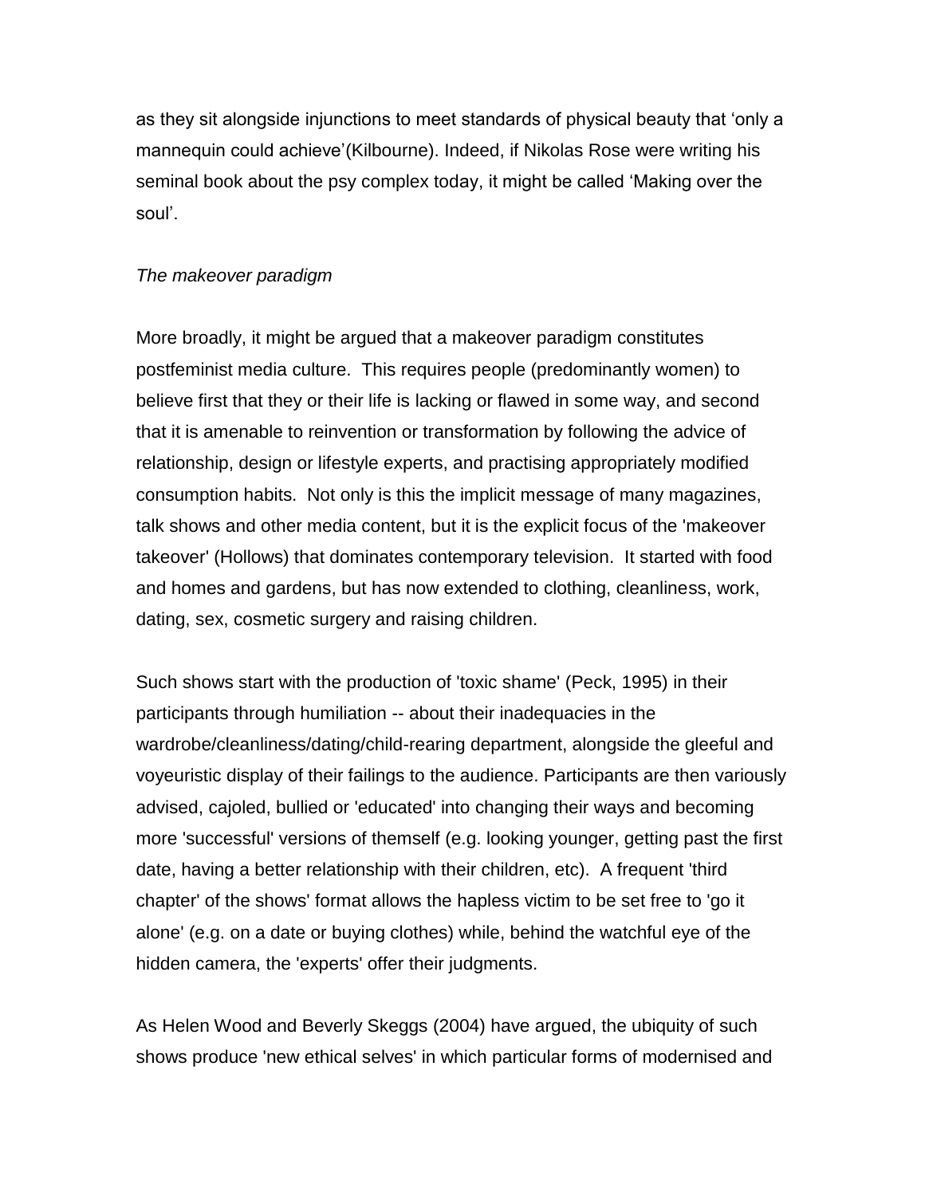as they sit alongside injunctions to meet standards of physical beauty that 'only a mannequin could achieve'(Kilbourne). Indeed, if Nikolas Rose were writing his seminal book about the psy complex today, it might be called 'Making over the soul'.

*The makeover paradigm*

More broadly, it might be argued that a makeover paradigm constitutes postfeminist media culture. This requires people (predominantly women) to believe first that they or their life is lacking or flawed in some way, and second that it is amenable to reinvention or transformation by following the advice of relationship, design or lifestyle experts, and practising appropriately modified consumption habits. Not only is this the implicit message of many magazines, talk shows and other media content, but it is the explicit focus of the 'makeover takeover' (Hollows) that dominates contemporary television. It started with food and homes and gardens, but has now extended to clothing, cleanliness, work, dating, sex, cosmetic surgery and raising children.

Such shows start with the production of 'toxic shame' (Peck, 1995) in their participants through humiliation -- about their inadequacies in the wardrobe/cleanliness/dating/child-rearing department, alongside the gleeful and voyeuristic display of their failings to the audience. Participants are then variously advised, cajoled, bullied or 'educated' into changing their ways and becoming more 'successful' versions of themself (e.g. looking younger, getting past the first date, having a better relationship with their children, etc). A frequent 'third chapter' of the shows' format allows the hapless victim to be set free to 'go it alone' (e.g. on a date or buying clothes) while, behind the watchful eye of the hidden camera, the 'experts' offer their judgments.

As Helen Wood and Beverly Skeggs (2004) have argued, the ubiquity of such shows produce 'new ethical selves' in which particular forms of modernised and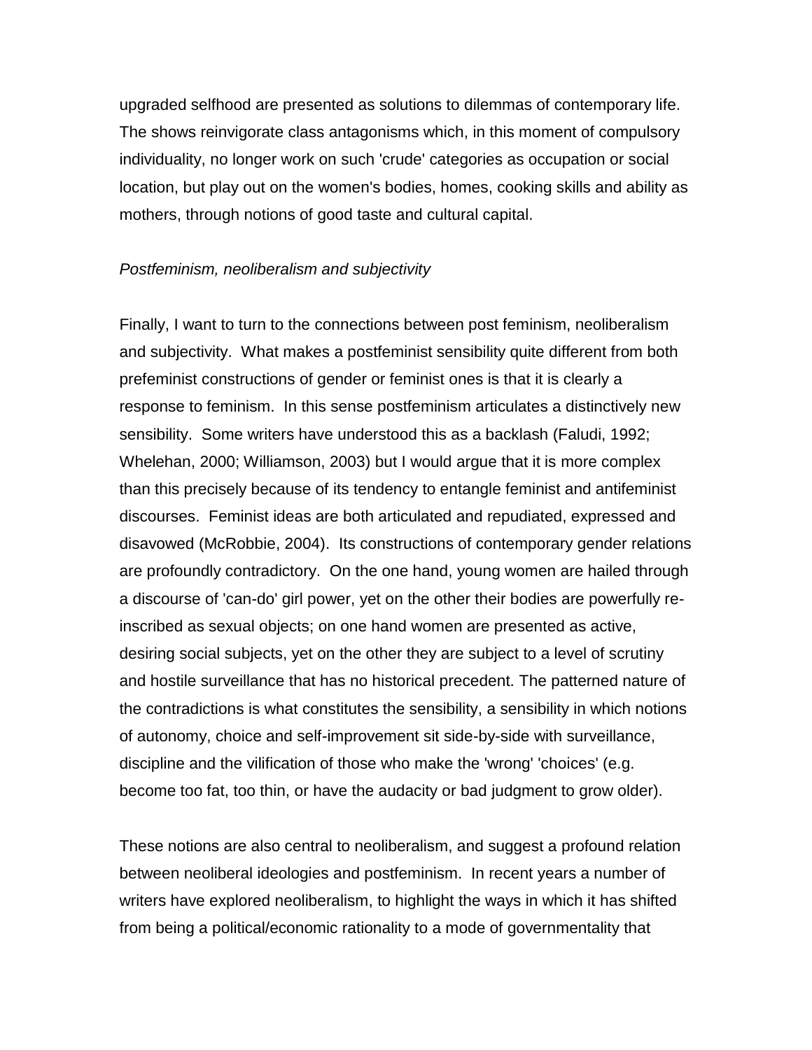upgraded selfhood are presented as solutions to dilemmas of contemporary life. The shows reinvigorate class antagonisms which, in this moment of compulsory individuality, no longer work on such 'crude' categories as occupation or social location, but play out on the women's bodies, homes, cooking skills and ability as mothers, through notions of good taste and cultural capital.

*Postfeminism, neoliberalism and subjectivity*

Finally, I want to turn to the connections between post feminism, neoliberalism and subjectivity. What makes a postfeminist sensibility quite different from both prefeminist constructions of gender or feminist ones is that it is clearly a response to feminism. In this sense postfeminism articulates a distinctively new sensibility. Some writers have understood this as a backlash (Faludi, 1992; Whelehan, 2000; Williamson, 2003) but I would argue that it is more complex than this precisely because of its tendency to entangle feminist and antifeminist discourses. Feminist ideas are both articulated and repudiated, expressed and disavowed (McRobbie, 2004). Its constructions of contemporary gender relations are profoundly contradictory. On the one hand, young women are hailed through a discourse of 'can-do' girl power, yet on the other their bodies are powerfully re-inscribed as sexual objects; on one hand women are presented as active, desiring social subjects, yet on the other they are subject to a level of scrutiny and hostile surveillance that has no historical precedent. The patterned nature of the contradictions is what constitutes the sensibility, a sensibility in which notions of autonomy, choice and self-improvement sit side-by-side with surveillance, discipline and the vilification of those who make the 'wrong' 'choices' (e.g. become too fat, too thin, or have the audacity or bad judgment to grow older).

These notions are also central to neoliberalism, and suggest a profound relation between neoliberal ideologies and postfeminism. In recent years a number of writers have explored neoliberalism, to highlight the ways in which it has shifted from being a political/economic rationality to a mode of governmentality that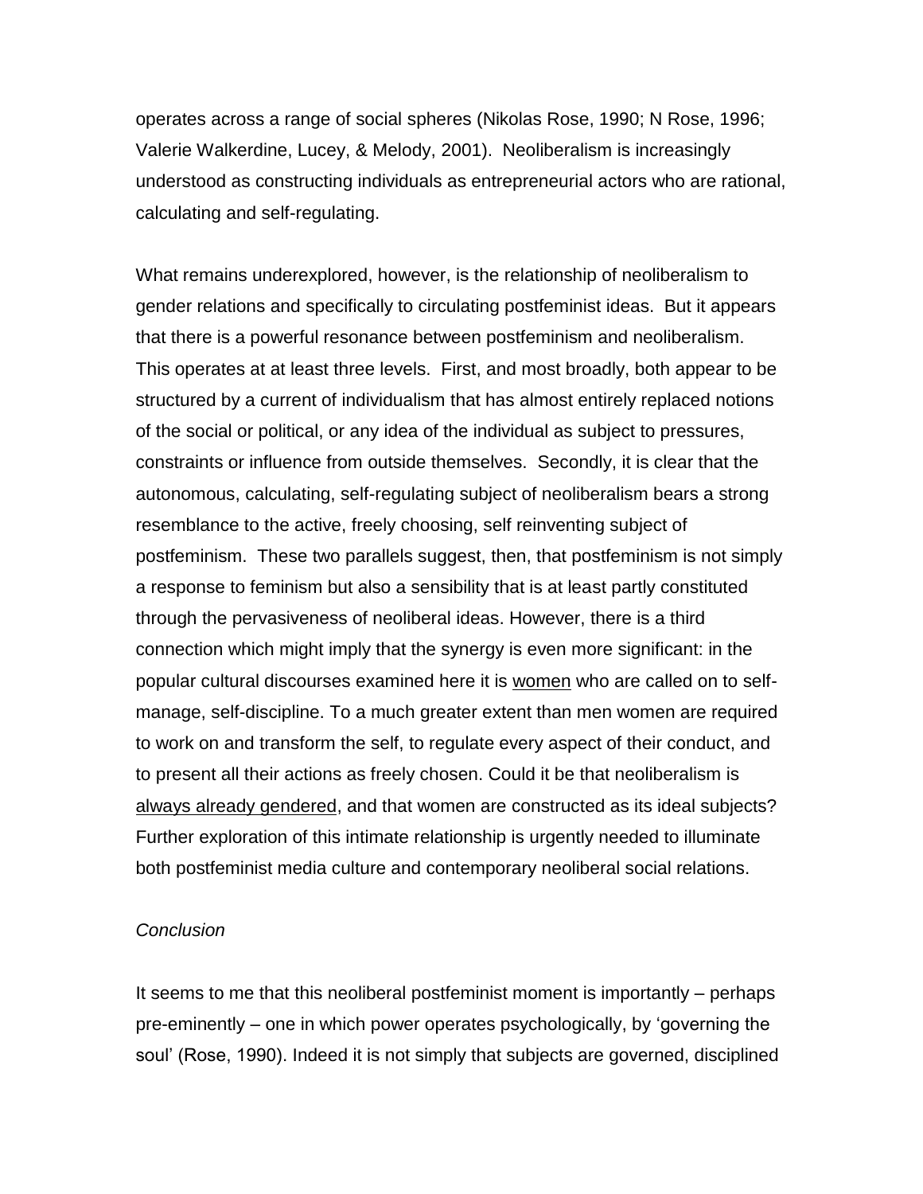operates across a range of social spheres (Nikolas Rose, 1990; N Rose, 1996; Valerie Walkerdine, Lucey, & Melody, 2001). Neoliberalism is increasingly understood as constructing individuals as entrepreneurial actors who are rational, calculating and self-regulating.

What remains underexplored, however, is the relationship of neoliberalism to gender relations and specifically to circulating postfeminist ideas. But it appears that there is a powerful resonance between postfeminism and neoliberalism. This operates at at least three levels. First, and most broadly, both appear to be structured by a current of individualism that has almost entirely replaced notions of the social or political, or any idea of the individual as subject to pressures, constraints or influence from outside themselves. Secondly, it is clear that the autonomous, calculating, self-regulating subject of neoliberalism bears a strong resemblance to the active, freely choosing, self reinventing subject of postfeminism. These two parallels suggest, then, that postfeminism is not simply a response to feminism but also a sensibility that is at least partly constituted through the pervasiveness of neoliberal ideas. However, there is a third connection which might imply that the synergy is even more significant: in the popular cultural discourses examined here it is <u>women</u> who are called on to self-manage, self-discipline. To a much greater extent than men women are required to work on and transform the self, to regulate every aspect of their conduct, and to present all their actions as freely chosen. Could it be that neoliberalism is <u>always already gendered</u>, and that women are constructed as its ideal subjects? Further exploration of this intimate relationship is urgently needed to illuminate both postfeminist media culture and contemporary neoliberal social relations.

*Conclusion*

It seems to me that this neoliberal postfeminist moment is importantly – perhaps pre-eminently – one in which power operates psychologically, by 'governing the soul' (Rose, 1990). Indeed it is not simply that subjects are governed, disciplined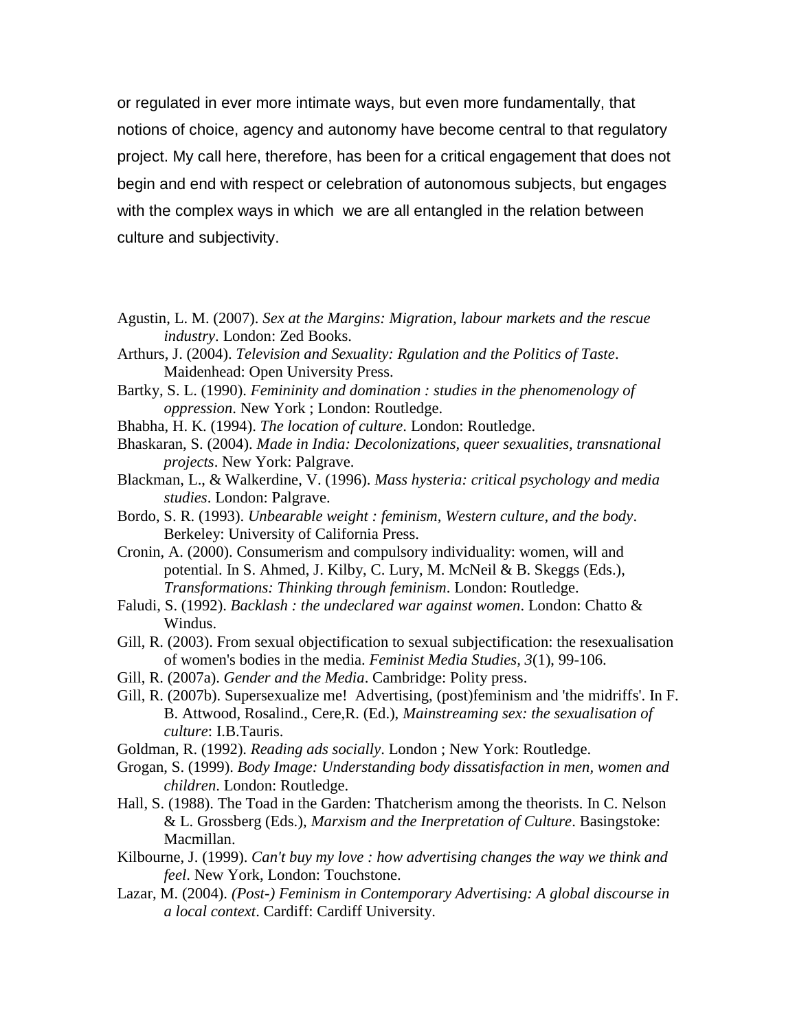or regulated in ever more intimate ways, but even more fundamentally, that notions of choice, agency and autonomy have become central to that regulatory project. My call here, therefore, has been for a critical engagement that does not begin and end with respect or celebration of autonomous subjects, but engages with the complex ways in which we are all entangled in the relation between culture and subjectivity.

Agustin, L. M. (2007). *Sex at the Margins: Migration, labour markets and the rescue industry*. London: Zed Books.

Arthurs, J. (2004). *Television and Sexuality: Rgulation and the Politics of Taste*. Maidenhead: Open University Press.

Bartky, S. L. (1990). *Femininity and domination : studies in the phenomenology of oppression*. New York ; London: Routledge.

Bhabha, H. K. (1994). *The location of culture*. London: Routledge.

Bhaskaran, S. (2004). *Made in India: Decolonizations, queer sexualities, transnational projects*. New York: Palgrave.

Blackman, L., & Walkerdine, V. (1996). *Mass hysteria: critical psychology and media studies*. London: Palgrave.

Bordo, S. R. (1993). *Unbearable weight : feminism, Western culture, and the body*. Berkeley: University of California Press.

Cronin, A. (2000). Consumerism and compulsory individuality: women, will and potential. In S. Ahmed, J. Kilby, C. Lury, M. McNeil & B. Skeggs (Eds.), *Transformations: Thinking through feminism*. London: Routledge.

Faludi, S. (1992). *Backlash : the undeclared war against women*. London: Chatto & Windus.

Gill, R. (2003). From sexual objectification to sexual subjectification: the resexualisation of women's bodies in the media. *Feminist Media Studies, 3*(1), 99-106.

Gill, R. (2007a). *Gender and the Media*. Cambridge: Polity press.

Gill, R. (2007b). Supersexualize me! Advertising, (post)feminism and 'the midriffs'. In F. B. Attwood, Rosalind., Cere,R. (Ed.), *Mainstreaming sex: the sexualisation of culture*: I.B.Tauris.

Goldman, R. (1992). *Reading ads socially*. London ; New York: Routledge.

Grogan, S. (1999). *Body Image: Understanding body dissatisfaction in men, women and children*. London: Routledge.

Hall, S. (1988). The Toad in the Garden: Thatcherism among the theorists. In C. Nelson & L. Grossberg (Eds.), *Marxism and the Inerpretation of Culture*. Basingstoke: Macmillan.

Kilbourne, J. (1999). *Can't buy my love : how advertising changes the way we think and feel*. New York, London: Touchstone.

Lazar, M. (2004). *(Post-) Feminism in Contemporary Advertising: A global discourse in a local context*. Cardiff: Cardiff University.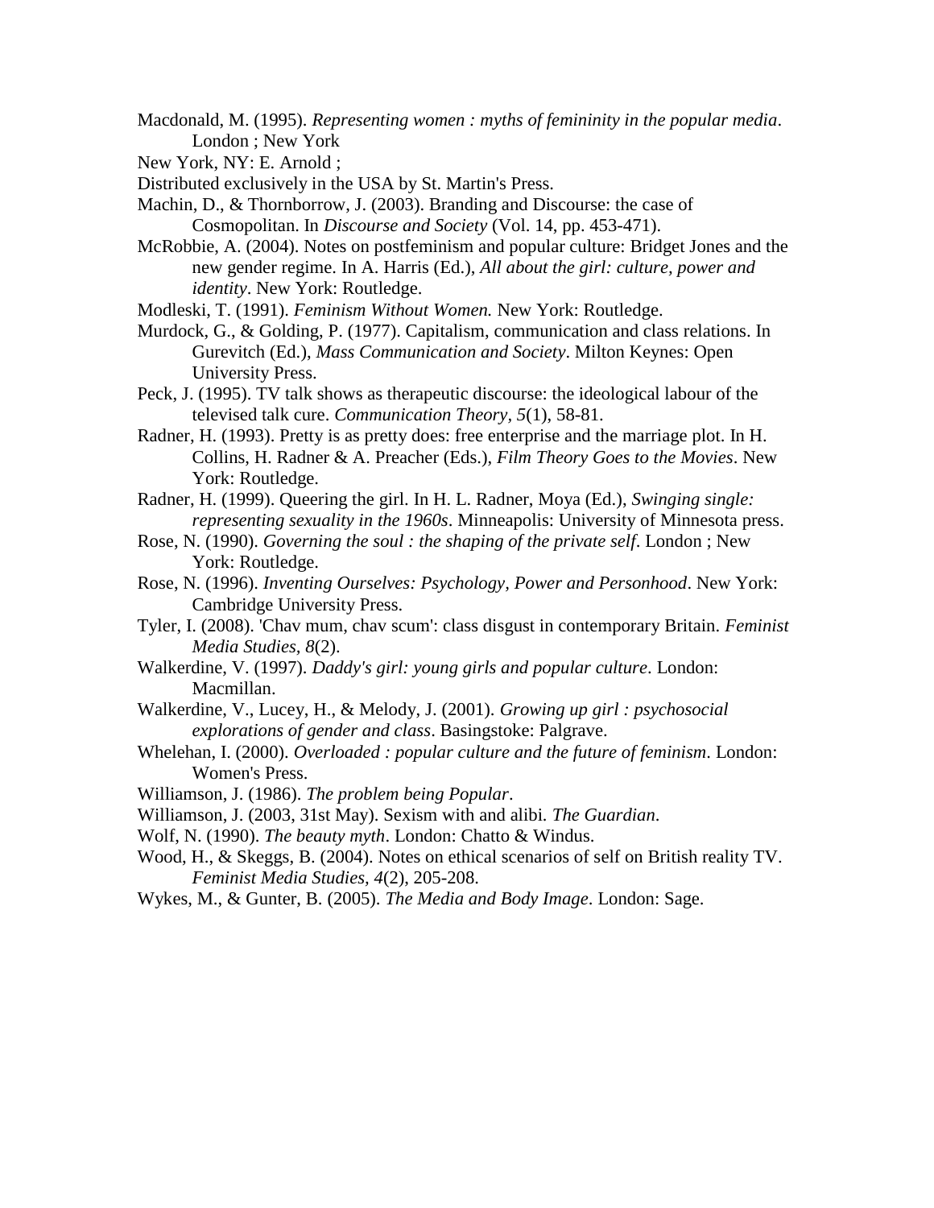Macdonald, M. (1995). *Representing women : myths of femininity in the popular media*. London ; New York

New York, NY: E. Arnold ;

Distributed exclusively in the USA by St. Martin's Press.

Machin, D., & Thornborrow, J. (2003). Branding and Discourse: the case of Cosmopolitan. In *Discourse and Society* (Vol. 14, pp. 453-471).

McRobbie, A. (2004). Notes on postfeminism and popular culture: Bridget Jones and the new gender regime. In A. Harris (Ed.), *All about the girl: culture, power and identity*. New York: Routledge.

Modleski, T. (1991). *Feminism Without Women.* New York: Routledge.

Murdock, G., & Golding, P. (1977). Capitalism, communication and class relations. In Gurevitch (Ed.), *Mass Communication and Society*. Milton Keynes: Open University Press.

Peck, J. (1995). TV talk shows as therapeutic discourse: the ideological labour of the televised talk cure. *Communication Theory, 5*(1), 58-81.

Radner, H. (1993). Pretty is as pretty does: free enterprise and the marriage plot. In H. Collins, H. Radner & A. Preacher (Eds.), *Film Theory Goes to the Movies*. New York: Routledge.

Radner, H. (1999). Queering the girl. In H. L. Radner, Moya (Ed.), *Swinging single: representing sexuality in the 1960s*. Minneapolis: University of Minnesota press.

Rose, N. (1990). *Governing the soul : the shaping of the private self*. London ; New York: Routledge.

Rose, N. (1996). *Inventing Ourselves: Psychology, Power and Personhood*. New York: Cambridge University Press.

Tyler, I. (2008). 'Chav mum, chav scum': class disgust in contemporary Britain. *Feminist Media Studies, 8*(2).

Walkerdine, V. (1997). *Daddy's girl: young girls and popular culture*. London: Macmillan.

Walkerdine, V., Lucey, H., & Melody, J. (2001). *Growing up girl : psychosocial explorations of gender and class*. Basingstoke: Palgrave.

Whelehan, I. (2000). *Overloaded : popular culture and the future of feminism*. London: Women's Press.

Williamson, J. (1986). *The problem being Popular*.

Williamson, J. (2003, 31st May). Sexism with and alibi. *The Guardian*.

Wolf, N. (1990). *The beauty myth*. London: Chatto & Windus.

Wood, H., & Skeggs, B. (2004). Notes on ethical scenarios of self on British reality TV. *Feminist Media Studies, 4*(2), 205-208.

Wykes, M., & Gunter, B. (2005). *The Media and Body Image*. London: Sage.